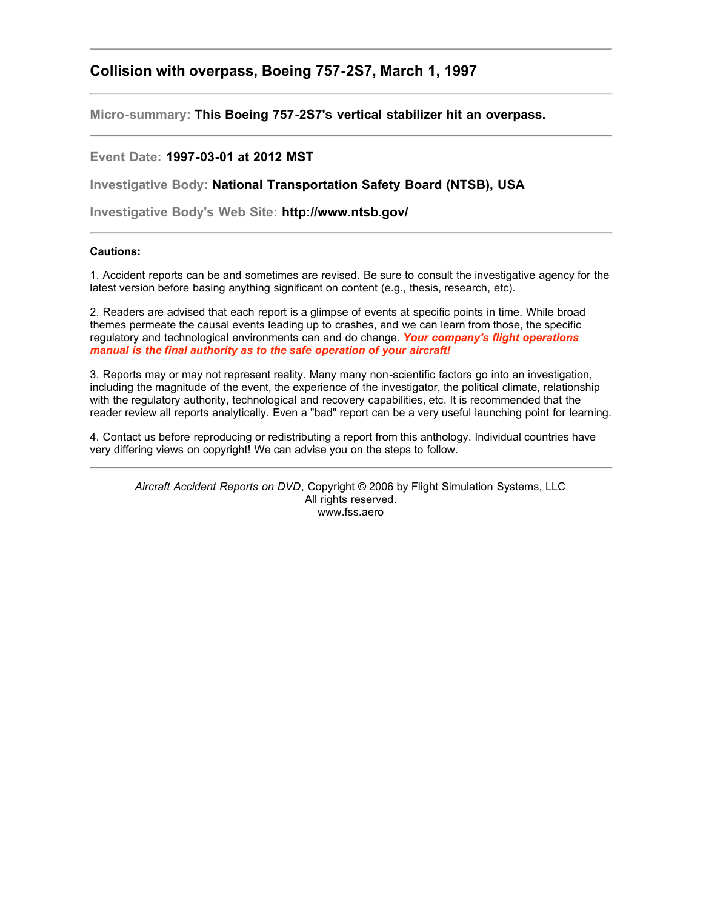## Collision with overpass, Boeing 757-2S7, March 1, 1997

---

**Micro-summary:** **This Boeing 757-2S7's vertical stabilizer hit an overpass.**

---

**Event Date:** **1997-03-01 at 2012 MST**

**Investigative Body:** **National Transportation Safety Board (NTSB), USA**

**Investigative Body's Web Site:** **http://www.ntsb.gov/**

---

**Cautions:**

1. Accident reports can be and sometimes are revised. Be sure to consult the investigative agency for the latest version before basing anything significant on content (e.g., thesis, research, etc).

2. Readers are advised that each report is a glimpse of events at specific points in time. While broad themes permeate the causal events leading up to crashes, and we can learn from those, the specific regulatory and technological environments can and do change. ***Your company's flight operations manual is the final authority as to the safe operation of your aircraft!***

3. Reports may or may not represent reality. Many many non-scientific factors go into an investigation, including the magnitude of the event, the experience of the investigator, the political climate, relationship with the regulatory authority, technological and recovery capabilities, etc. It is recommended that the reader review all reports analytically. Even a "bad" report can be a very useful launching point for learning.

4. Contact us before reproducing or redistributing a report from this anthology. Individual countries have very differing views on copyright! We can advise you on the steps to follow.

---

*Aircraft Accident Reports on DVD*, Copyright © 2006 by Flight Simulation Systems, LLC
All rights reserved.
www.fss.aero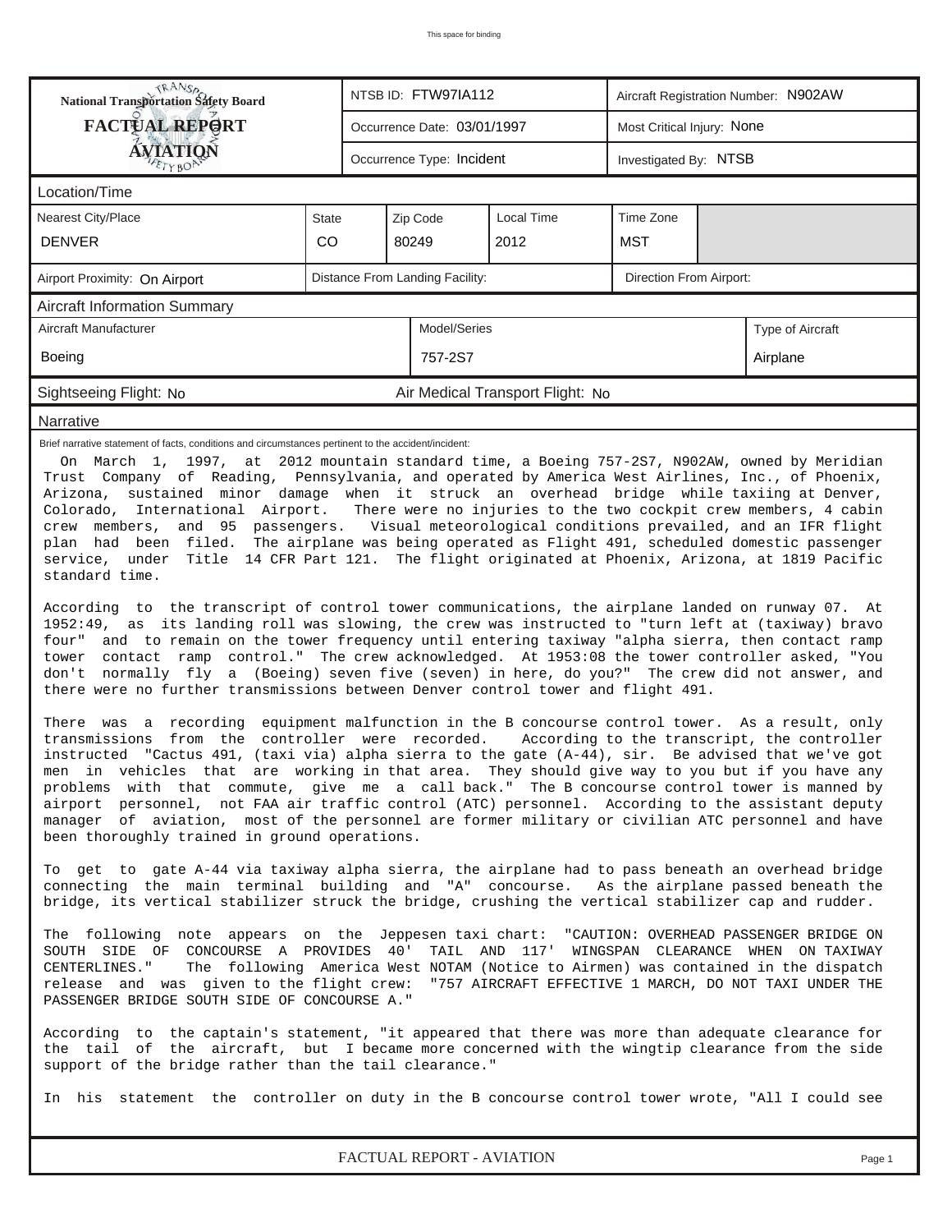This space for binding

| National Transportation Safety Board FACTUAL REPORT AVIATION | NTSB ID: FTW97IA112 | Aircraft Registration Number: N902AW |
|---|---|---|
| | Occurrence Date: 03/01/1997 | Most Critical Injury: None |
| | Occurrence Type: Incident | Investigated By: NTSB |

## Location/Time

| Nearest City/Place | State | Zip Code | Local Time | Time Zone |
|---|---|---|---|---|
| DENVER | CO | 80249 | 2012 | MST |

| Airport Proximity: On Airport | Distance From Landing Facility: | Direction From Airport: |
|---|---|---|

## Aircraft Information Summary

| Aircraft Manufacturer | Model/Series | Type of Aircraft |
|---|---|---|
| Boeing | 757-2S7 | Airplane |

Sightseeing Flight: No — Air Medical Transport Flight: No

## Narrative

Brief narrative statement of facts, conditions and circumstances pertinent to the accident/incident:

On March 1, 1997, at 2012 mountain standard time, a Boeing 757-2S7, N902AW, owned by Meridian Trust Company of Reading, Pennsylvania, and operated by America West Airlines, Inc., of Phoenix, Arizona, sustained minor damage when it struck an overhead bridge while taxiing at Denver, Colorado, International Airport. There were no injuries to the two cockpit crew members, 4 cabin crew members, and 95 passengers. Visual meteorological conditions prevailed, and an IFR flight plan had been filed. The airplane was being operated as Flight 491, scheduled domestic passenger service, under Title 14 CFR Part 121. The flight originated at Phoenix, Arizona, at 1819 Pacific standard time.

According to the transcript of control tower communications, the airplane landed on runway 07. At 1952:49, as its landing roll was slowing, the crew was instructed to "turn left at (taxiway) bravo four" and to remain on the tower frequency until entering taxiway "alpha sierra, then contact ramp tower contact ramp control." The crew acknowledged. At 1953:08 the tower controller asked, "You don't normally fly a (Boeing) seven five (seven) in here, do you?" The crew did not answer, and there were no further transmissions between Denver control tower and flight 491.

There was a recording equipment malfunction in the B concourse control tower. As a result, only transmissions from the controller were recorded. According to the transcript, the controller instructed "Cactus 491, (taxi via) alpha sierra to the gate (A-44), sir. Be advised that we've got men in vehicles that are working in that area. They should give way to you but if you have any problems with that commute, give me a call back." The B concourse control tower is manned by airport personnel, not FAA air traffic control (ATC) personnel. According to the assistant deputy manager of aviation, most of the personnel are former military or civilian ATC personnel and have been thoroughly trained in ground operations.

To get to gate A-44 via taxiway alpha sierra, the airplane had to pass beneath an overhead bridge connecting the main terminal building and "A" concourse. As the airplane passed beneath the bridge, its vertical stabilizer struck the bridge, crushing the vertical stabilizer cap and rudder.

The following note appears on the Jeppesen taxi chart: "CAUTION: OVERHEAD PASSENGER BRIDGE ON SOUTH SIDE OF CONCOURSE A PROVIDES 40' TAIL AND 117' WINGSPAN CLEARANCE WHEN ON TAXIWAY CENTERLINES." The following America West NOTAM (Notice to Airmen) was contained in the dispatch release and was given to the flight crew: "757 AIRCRAFT EFFECTIVE 1 MARCH, DO NOT TAXI UNDER THE PASSENGER BRIDGE SOUTH SIDE OF CONCOURSE A."

According to the captain's statement, "it appeared that there was more than adequate clearance for the tail of the aircraft, but I became more concerned with the wingtip clearance from the side support of the bridge rather than the tail clearance."

In his statement the controller on duty in the B concourse control tower wrote, "All I could see

FACTUAL REPORT - AVIATION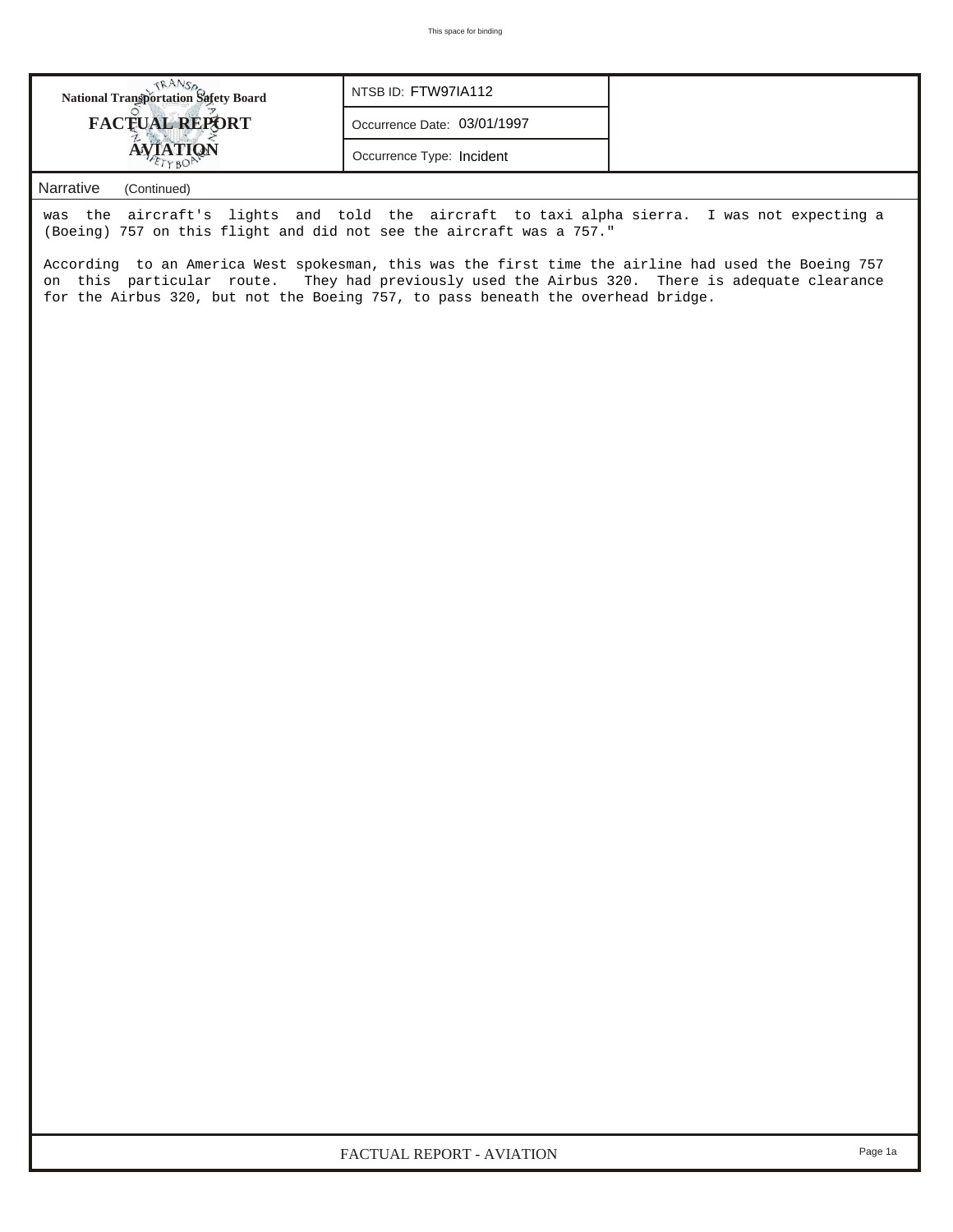| National Transportation Safety Board FACTUAL REPORT AVIATION | NTSB ID: FTW97IA112 |
|---|---|
| | Occurrence Date: 03/01/1997 |
| | Occurrence Type: Incident |

**Narrative** (Continued)

was the aircraft's lights and told the aircraft to taxi alpha sierra. I was not expecting a (Boeing) 757 on this flight and did not see the aircraft was a 757."

According to an America West spokesman, this was the first time the airline had used the Boeing 757 on this particular route. They had previously used the Airbus 320. There is adequate clearance for the Airbus 320, but not the Boeing 757, to pass beneath the overhead bridge.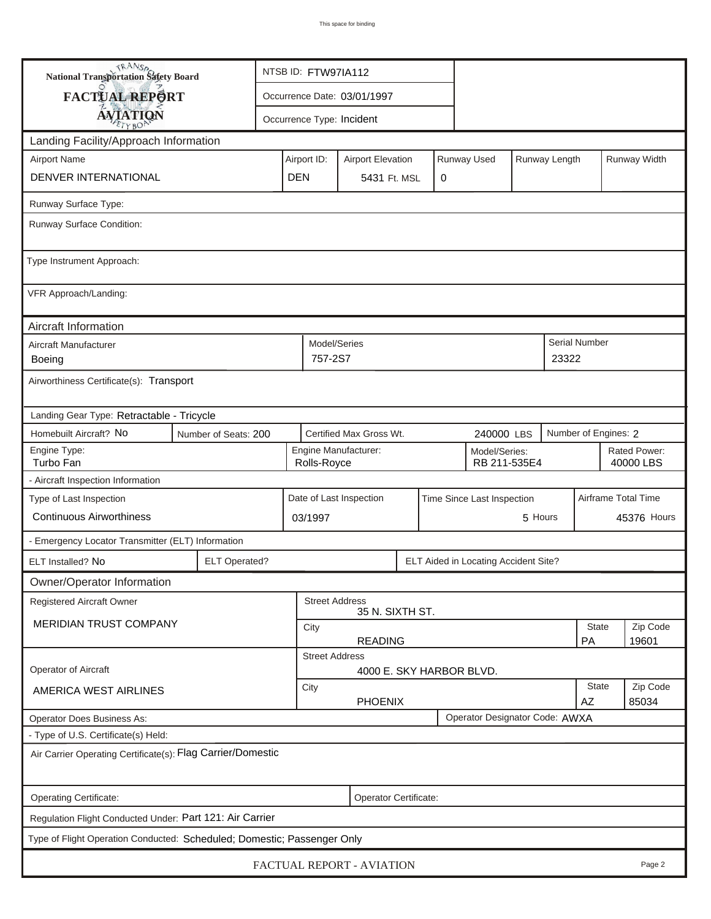This space for binding

**National Transportation Safety Board**

**FACTUAL REPORT**

**AVIATION**

| | |
|---|---|
| NTSB ID: FTW97IA112 | |
| Occurrence Date: 03/01/1997 | |
| Occurrence Type: Incident | |

## Landing Facility/Approach Information

| Airport Name | Airport ID: | Airport Elevation | Runway Used | Runway Length | Runway Width |
|---|---|---|---|---|---|
| DENVER INTERNATIONAL | DEN | 5431 Ft. MSL | 0 | | |

Runway Surface Type:

Runway Surface Condition:

Type Instrument Approach:

VFR Approach/Landing:

## Aircraft Information

| Aircraft Manufacturer | Model/Series | Serial Number |
|---|---|---|
| Boeing | 757-2S7 | 23322 |

Airworthiness Certificate(s): Transport

Landing Gear Type: Retractable - Tricycle

| Homebuilt Aircraft? | Number of Seats: | Certified Max Gross Wt. | Number of Engines: |
|---|---|---|---|
| No | 200 | 240000 LBS | 2 |

| Engine Type: | Engine Manufacturer: | Model/Series: | Rated Power: |
|---|---|---|---|
| Turbo Fan | Rolls-Royce | RB 211-535E4 | 40000 LBS |

- Aircraft Inspection Information

| Type of Last Inspection | Date of Last Inspection | Time Since Last Inspection | Airframe Total Time |
|---|---|---|---|
| Continuous Airworthiness | 03/1997 | 5 Hours | 45376 Hours |

- Emergency Locator Transmitter (ELT) Information

| ELT Installed? | ELT Operated? | ELT Aided in Locating Accident Site? |
|---|---|---|
| No | | |

## Owner/Operator Information

| | Street Address | City | State | Zip Code |
|---|---|---|---|---|
| Registered Aircraft Owner: MERIDIAN TRUST COMPANY | 35 N. SIXTH ST. | READING | PA | 19601 |
| Operator of Aircraft: AMERICA WEST AIRLINES | 4000 E. SKY HARBOR BLVD. | PHOENIX | AZ | 85034 |

Operator Does Business As:

Operator Designator Code: AWXA

- Type of U.S. Certificate(s) Held:

Air Carrier Operating Certificate(s): Flag Carrier/Domestic

Operating Certificate:

Operator Certificate:

Regulation Flight Conducted Under: Part 121: Air Carrier

Type of Flight Operation Conducted: Scheduled; Domestic; Passenger Only

FACTUAL REPORT - AVIATION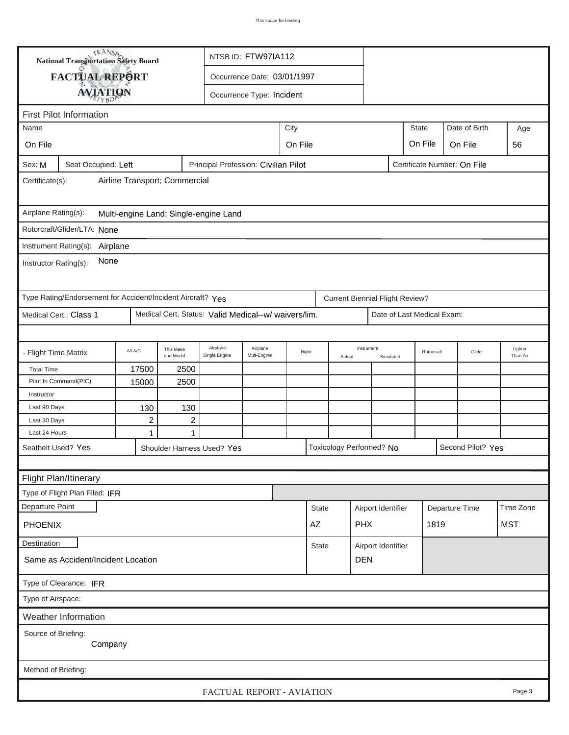This space for binding

**National Transportation Safety Board**

**FACTUAL REPORT**

**AVIATION**

NTSB ID: FTW97IA112

Occurrence Date: 03/01/1997

Occurrence Type: Incident

## First Pilot Information

| Name | City | State | Date of Birth | Age |
|---|---|---|---|---|
| On File | On File | On File | On File | 56 |

Sex: M | Seat Occupied: Left | Principal Profession: Civilian Pilot | Certificate Number: On File

Certificate(s): Airline Transport; Commercial

Airplane Rating(s): Multi-engine Land; Single-engine Land

Rotorcraft/Glider/LTA: None

Instrument Rating(s): Airplane

Instructor Rating(s): None

Type Rating/Endorsement for Accident/Incident Aircraft? Yes | Current Biennial Flight Review?

Medical Cert.: Class 1 | Medical Cert. Status: Valid Medical--w/ waivers/lim. | Date of Last Medical Exam:

| - Flight Time Matrix | All A/C | This Make and Model | Airplane Single Engine | Airplane Mult-Engine | Night | Instrument Actual | Instrument Simulated | Rotorcraft | Glider | Lighter Than Air |
|---|---|---|---|---|---|---|---|---|---|---|
| Total Time | 17500 | 2500 | | | | | | | | |
| Pilot In Command(PIC) | 15000 | 2500 | | | | | | | | |
| Instructor | | | | | | | | | | |
| Last 90 Days | 130 | 130 | | | | | | | | |
| Last 30 Days | 2 | 2 | | | | | | | | |
| Last 24 Hours | 1 | 1 | | | | | | | | |

Seatbelt Used? Yes | Shoulder Harness Used? Yes | Toxicology Performed? No | Second Pilot? Yes

## Flight Plan/Itinerary

Type of Flight Plan Filed: IFR

| Departure Point | State | Airport Identifier | Departure Time | Time Zone |
|---|---|---|---|---|
| PHOENIX | AZ | PHX | 1819 | MST |

| Destination | State | Airport Identifier |
|---|---|---|
| Same as Accident/Incident Location | | DEN |

Type of Clearance: IFR

Type of Airspace:

## Weather Information

Source of Briefing: Company

Method of Briefing:

FACTUAL REPORT - AVIATION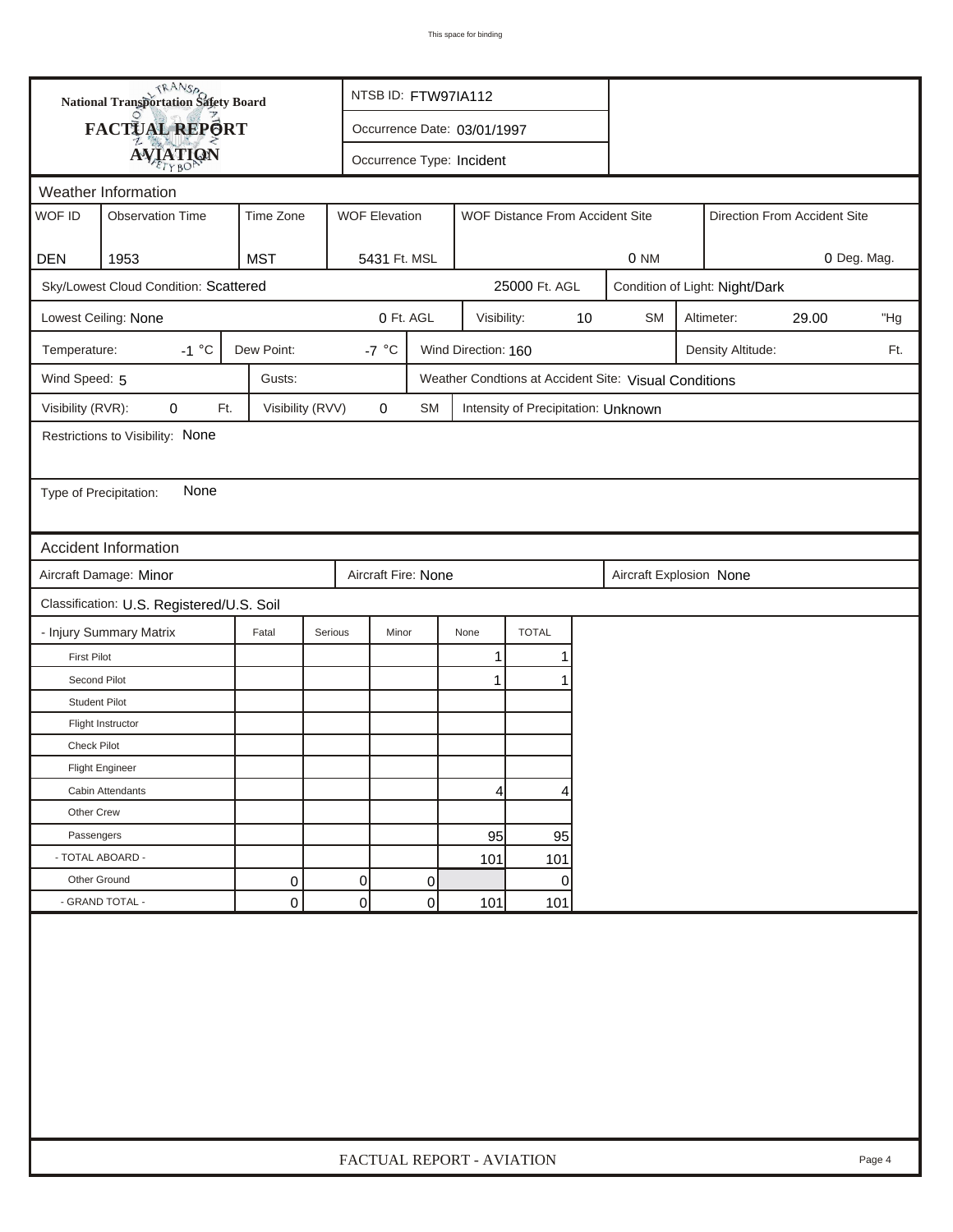**National Transportation Safety Board**
**FACTUAL REPORT**
**AVIATION**

NTSB ID: FTW97IA112

Occurrence Date: 03/01/1997

Occurrence Type: Incident

## Weather Information

| WOF ID | Observation Time | Time Zone | WOF Elevation | WOF Distance From Accident Site | Direction From Accident Site |
|---|---|---|---|---|---|
| DEN | 1953 | MST | 5431 Ft. MSL | 0 NM | 0 Deg. Mag. |

Sky/Lowest Cloud Condition: Scattered 25000 Ft. AGL

Condition of Light: Night/Dark

Lowest Ceiling: None 0 Ft. AGL

Visibility: 10 SM

Altimeter: 29.00 "Hg

Temperature: -1 °C

Dew Point: -7 °C

Wind Direction: 160

Density Altitude: Ft.

Wind Speed: 5

Gusts:

Weather Condtions at Accident Site: Visual Conditions

Visibility (RVR): 0 Ft.

Visibility (RVV) 0 SM

Intensity of Precipitation: Unknown

Restrictions to Visibility: None

Type of Precipitation: None

## Accident Information

Aircraft Damage: Minor

Aircraft Fire: None

Aircraft Explosion None

Classification: U.S. Registered/U.S. Soil

| - Injury Summary Matrix | Fatal | Serious | Minor | None | TOTAL |
|---|---|---|---|---|---|
| First Pilot | | | | 1 | 1 |
| Second Pilot | | | | 1 | 1 |
| Student Pilot | | | | | |
| Flight Instructor | | | | | |
| Check Pilot | | | | | |
| Flight Engineer | | | | | |
| Cabin Attendants | | | | 4 | 4 |
| Other Crew | | | | | |
| Passengers | | | | 95 | 95 |
| - TOTAL ABOARD - | | | | 101 | 101 |
| Other Ground | 0 | 0 | 0 | | 0 |
| - GRAND TOTAL - | 0 | 0 | 0 | 101 | 101 |

FACTUAL REPORT - AVIATION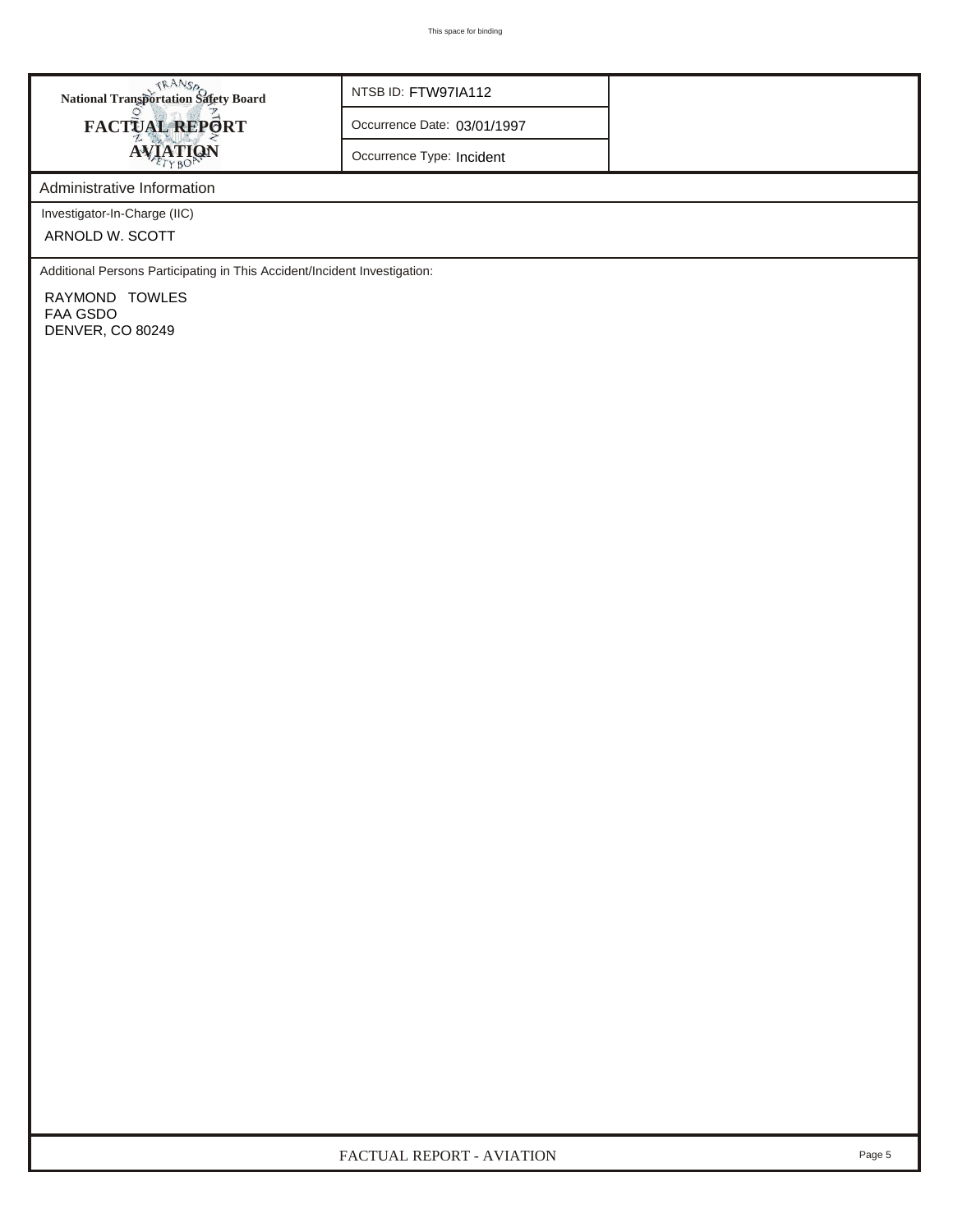**National Transportation Safety Board**

**FACTUAL REPORT**

**AVIATION**

| | |
|---|---|
| NTSB ID: FTW97IA112 | |
| Occurrence Date: 03/01/1997 | |
| Occurrence Type: Incident | |

## Administrative Information

Investigator-In-Charge (IIC)

ARNOLD W. SCOTT

Additional Persons Participating in This Accident/Incident Investigation:

RAYMOND TOWLES
FAA GSDO
DENVER, CO 80249